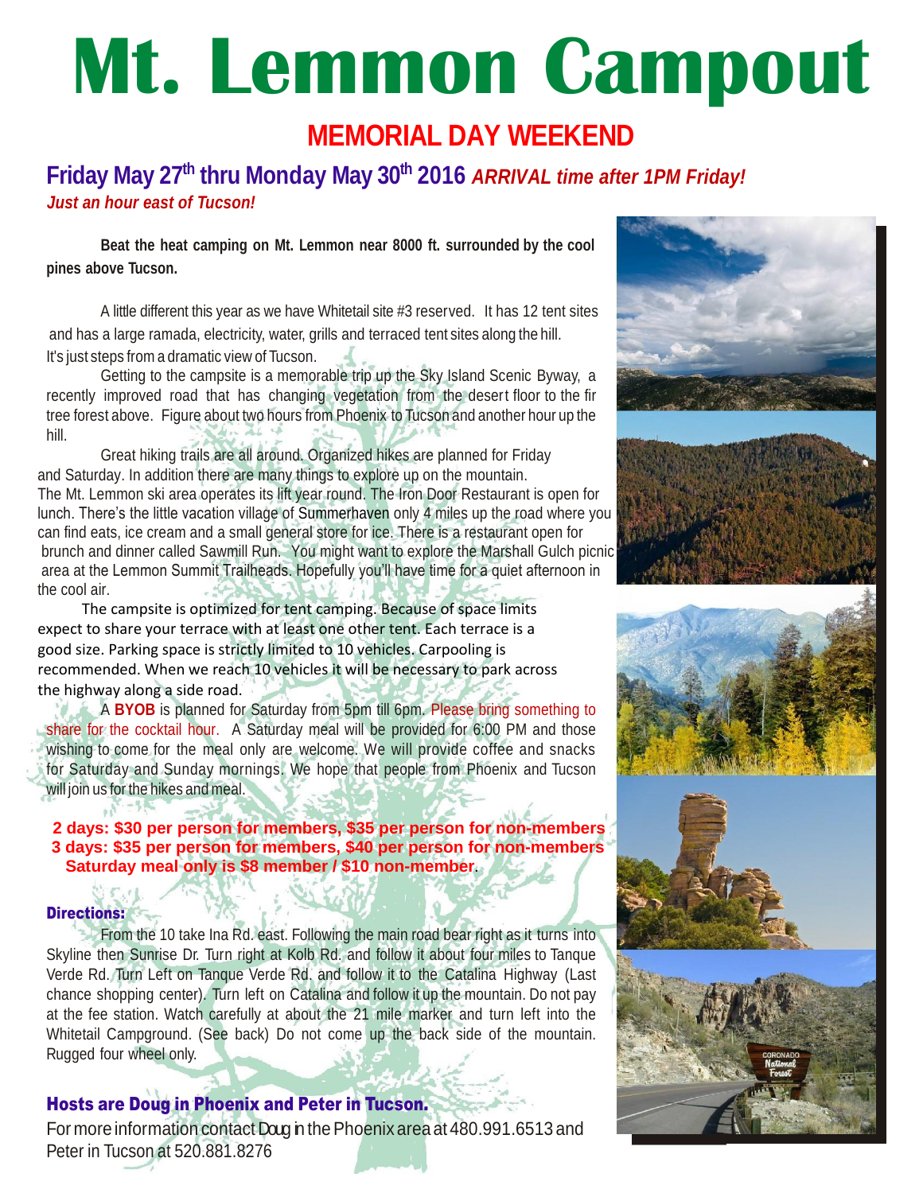# Mt. Lemmon Campout

## MEMORIAL DAY WEEKEND

### Friday May 27th thru Monday May 30th 2016 *ARRIVAL time after 1PM Friday!*

***Just an hour east of Tucson!***

**Beat the heat camping on Mt. Lemmon near 8000 ft. surrounded by the cool pines above Tucson.**

A little different this year as we have Whitetail site #3 reserved. It has 12 tent sites and has a large ramada, electricity, water, grills and terraced tent sites along the hill. It's just steps from a dramatic view of Tucson.

Getting to the campsite is a memorable trip up the Sky Island Scenic Byway, a recently improved road that has changing vegetation from the desert floor to the fir tree forest above. Figure about two hours from Phoenix to Tucson and another hour up the hill.

Great hiking trails are all around. Organized hikes are planned for Friday and Saturday. In addition there are many things to explore up on the mountain. The Mt. Lemmon ski area operates its lift year round. The Iron Door Restaurant is open for lunch. There's the little vacation village of Summerhaven only 4 miles up the road where you can find eats, ice cream and a small general store for ice. There is a restaurant open for brunch and dinner called Sawmill Run. You might want to explore the Marshall Gulch picnic area at the Lemmon Summit Trailheads. Hopefully you'll have time for a quiet afternoon in the cool air.

The campsite is optimized for tent camping. Because of space limits expect to share your terrace with at least one other tent. Each terrace is a good size. Parking space is strictly limited to 10 vehicles. Carpooling is recommended. When we reach 10 vehicles it will be necessary to park across the highway along a side road.

A **BYOB** is planned for Saturday from 5pm till 6pm. Please bring something to share for the cocktail hour. A Saturday meal will be provided for 6:00 PM and those wishing to come for the meal only are welcome. We will provide coffee and snacks for Saturday and Sunday mornings. We hope that people from Phoenix and Tucson will join us for the hikes and meal.

**2 days: $30 per person for members, $35 per person for non-members**
**3 days: $35 per person for members, $40 per person for non-members**
**Saturday meal only is $8 member / $10 non-member**.

**Directions:**

From the 10 take Ina Rd. east. Following the main road bear right as it turns into Skyline then Sunrise Dr. Turn right at Kolb Rd. and follow it about four miles to Tanque Verde Rd. Turn Left on Tanque Verde Rd. and follow it to the Catalina Highway (Last chance shopping center). Turn left on Catalina and follow it up the mountain. Do not pay at the fee station. Watch carefully at about the 21 mile marker and turn left into the Whitetail Campground. (See back) Do not come up the back side of the mountain. Rugged four wheel only.

**Hosts are Doug in Phoenix and Peter in Tucson.**

For more information contact Doug in the Phoenix area at 480.991.6513 and Peter in Tucson at 520.881.8276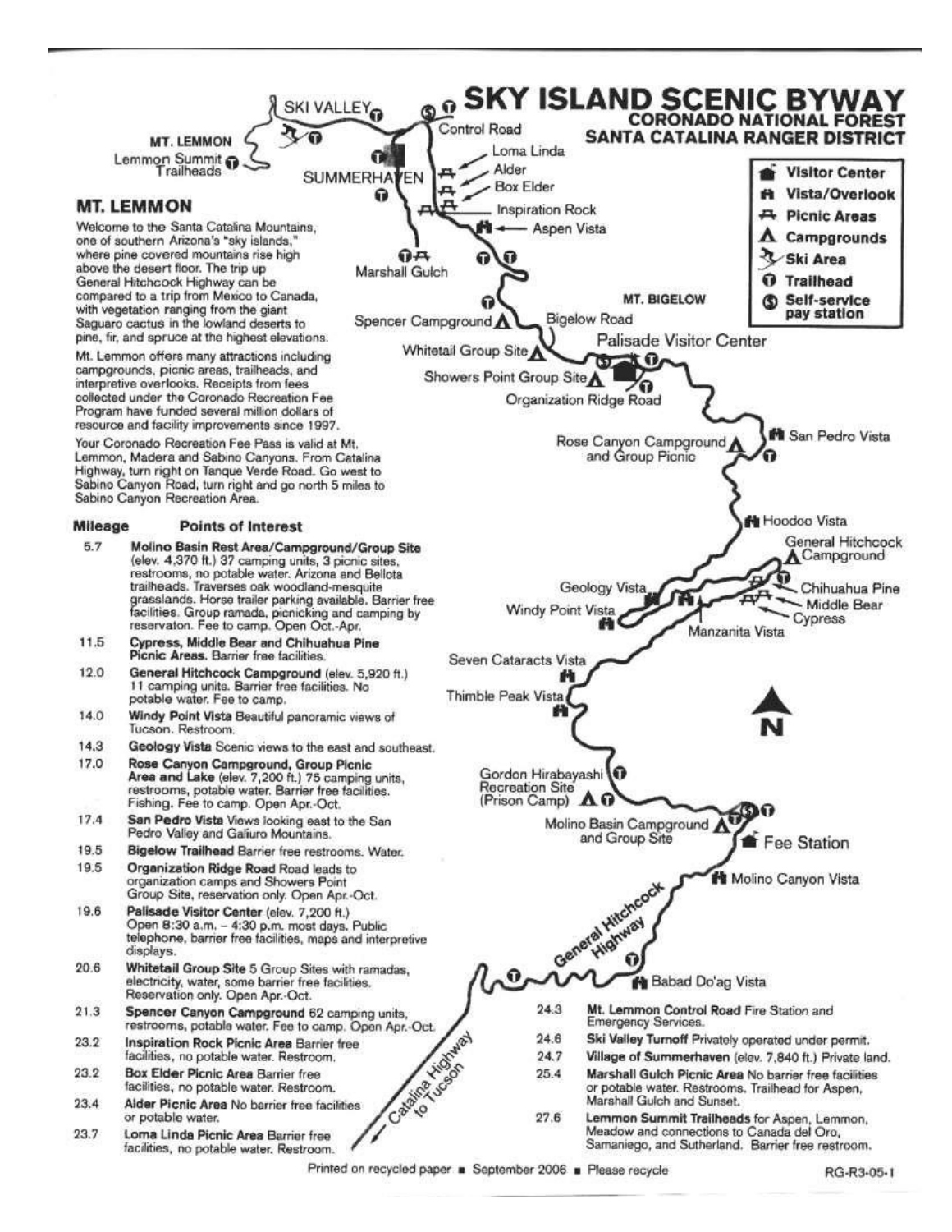# SKY ISLAND SCENIC BYWAY

**CORONADO NATIONAL FOREST**
**SANTA CATALINA RANGER DISTRICT**

SKI VALLEY
MT. LEMMON
Lemmon Summit Trailheads
SUMMERHAVEN
Control Road
Loma Linda
Alder
Box Elder
Inspiration Rock
Aspen Vista
Marshall Gulch
Spencer Campground
Bigelow Road
MT. BIGELOW
Palisade Visitor Center
Whitetail Group Site
Showers Point Group Site
Organization Ridge Road
Rose Canyon Campground and Group Picnic
San Pedro Vista
Hoodoo Vista
General Hitchcock Campground
Geology Vista
Windy Point Vista
Chihuahua Pine
Middle Bear
Cypress
Manzanita Vista
Seven Cataracts Vista
Thimble Peak Vista
N
Gordon Hirabayashi Recreation Site (Prison Camp)
Molino Basin Campground and Group Site
Fee Station
Molino Canyon Vista
General Hitchcock Highway
Babad Do'ag Vista
Catalina Highway to Tucson

- Visitor Center
- Vista/Overlook
- Picnic Areas
- Campgrounds
- Ski Area
- Trailhead
- Self-service pay station

## MT. LEMMON

Welcome to the Santa Catalina Mountains, one of southern Arizona's "sky islands," where pine covered mountains rise high above the desert floor. The trip up General Hitchcock Highway can be compared to a trip from Mexico to Canada, with vegetation ranging from the giant Saguaro cactus in the lowland deserts to pine, fir, and spruce at the highest elevations.

Mt. Lemmon offers many attractions including campgrounds, picnic areas, trailheads, and interpretive overlooks. Receipts from fees collected under the Coronado Recreation Fee Program have funded several million dollars of resource and facility improvements since 1997.

Your Coronado Recreation Fee Pass is valid at Mt. Lemmon, Madera and Sabino Canyons. From Catalina Highway, turn right on Tanque Verde Road. Go west to Sabino Canyon Road, turn right and go north 5 miles to Sabino Canyon Recreation Area.

| Mileage | Points of Interest |
|---|---|
| 5.7 | **Molino Basin Rest Area/Campground/Group Site** (elev. 4,370 ft.) 37 camping units, 3 picnic sites, restrooms, no potable water. Arizona and Bellota trailheads. Traverses oak woodland-mesquite grasslands. Horse trailer parking available. Barrier free facilities. Group ramada, picnicking and camping by reservaton. Fee to camp. Open Oct.-Apr. |
| 11.5 | **Cypress, Middle Bear and Chihuahua Pine Picnic Areas.** Barrier free facilities. |
| 12.0 | **General Hitchcock Campground** (elev. 5,920 ft.) 11 camping units. Barrier free facilities. No potable water. Fee to camp. |
| 14.0 | **Windy Point Vista** Beautiful panoramic views of Tucson. Restroom. |
| 14.3 | **Geology Vista** Scenic views to the east and southeast. |
| 17.0 | **Rose Canyon Campground, Group Picnic Area and Lake** (elev. 7,200 ft.) 75 camping units, restrooms, potable water. Barrier free facilities. Fishing. Fee to camp. Open Apr.-Oct. |
| 17.4 | **San Pedro Vista** Views looking east to the San Pedro Valley and Galiuro Mountains. |
| 19.5 | **Bigelow Trailhead** Barrier free restrooms. Water. |
| 19.5 | **Organization Ridge Road** Road leads to organization camps and Showers Point Group Site, reservation only. Open Apr.-Oct. |
| 19.6 | **Palisade Visitor Center** (elev. 7,200 ft.) Open 8:30 a.m. – 4:30 p.m. most days. Public telephone, barrier free facilities, maps and interpretive displays. |
| 20.6 | **Whitetail Group Site** 5 Group Sites with ramadas, electricity, water, some barrier free facilities. Reservation only. Open Apr.-Oct. |
| 21.3 | **Spencer Canyon Campground** 62 camping units, restrooms, potable water. Fee to camp. Open Apr.-Oct. |
| 23.2 | **Inspiration Rock Picnic Area** Barrier free facilities, no potable water. Restroom. |
| 23.2 | **Box Elder Picnic Area** Barrier free facilities, no potable water. Restroom. |
| 23.4 | **Alder Picnic Area** No barrier free facilities or potable water. |
| 23.7 | **Loma Linda Picnic Area** Barrier free facilities, no potable water. Restroom. |
| 24.3 | **Mt. Lemmon Control Road** Fire Station and Emergency Services. |
| 24.6 | **Ski Valley Turnoff** Privately operated under permit. |
| 24.7 | **Village of Summerhaven** (elev. 7,840 ft.) Private land. |
| 25.4 | **Marshall Gulch Picnic Area** No barrier free facilities or potable water. Restrooms. Trailhead for Aspen, Marshall Gulch and Sunset. |
| 27.6 | **Lemmon Summit Trailheads** for Aspen, Lemmon, Meadow and connections to Canada del Oro, Samaniego, and Sutherland. Barrier free restroom. |

Printed on recycled paper ■ September 2006 ■ Please recycle

RG-R3-05-1